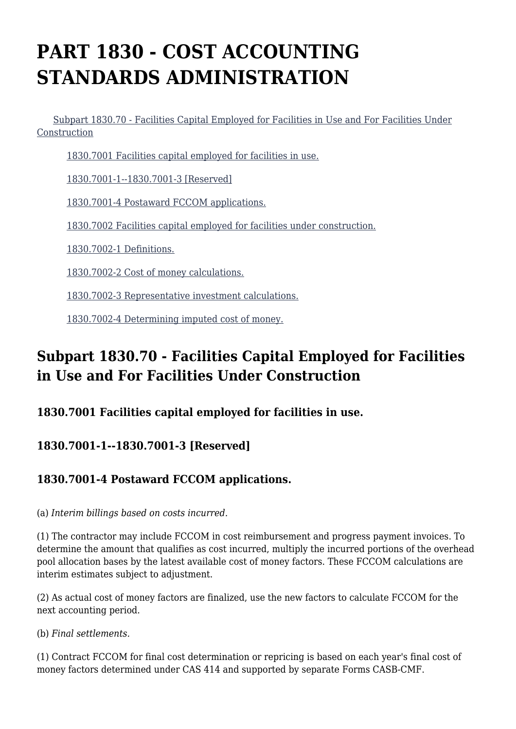# PART 1830 - COST ACCOUNTING STANDARDS ADMINISTRATION

Subpart 1830.70 - Facilities Capital Employed for Facilities in Use and For Facilities Under Construction

1830.7001 Facilities capital employed for facilities in use.

1830.7001-1--1830.7001-3 [Reserved]

1830.7001-4 Postaward FCCOM applications.

1830.7002 Facilities capital employed for facilities under construction.

1830.7002-1 Definitions.

1830.7002-2 Cost of money calculations.

1830.7002-3 Representative investment calculations.

1830.7002-4 Determining imputed cost of money.

## Subpart 1830.70 - Facilities Capital Employed for Facilities in Use and For Facilities Under Construction

### 1830.7001 Facilities capital employed for facilities in use.

### 1830.7001-1--1830.7001-3 [Reserved]

### 1830.7001-4 Postaward FCCOM applications.

(a) *Interim billings based on costs incurred.*

(1) The contractor may include FCCOM in cost reimbursement and progress payment invoices. To determine the amount that qualifies as cost incurred, multiply the incurred portions of the overhead pool allocation bases by the latest available cost of money factors. These FCCOM calculations are interim estimates subject to adjustment.

(2) As actual cost of money factors are finalized, use the new factors to calculate FCCOM for the next accounting period.

(b) *Final settlements.*

(1) Contract FCCOM for final cost determination or repricing is based on each year's final cost of money factors determined under CAS 414 and supported by separate Forms CASB-CMF.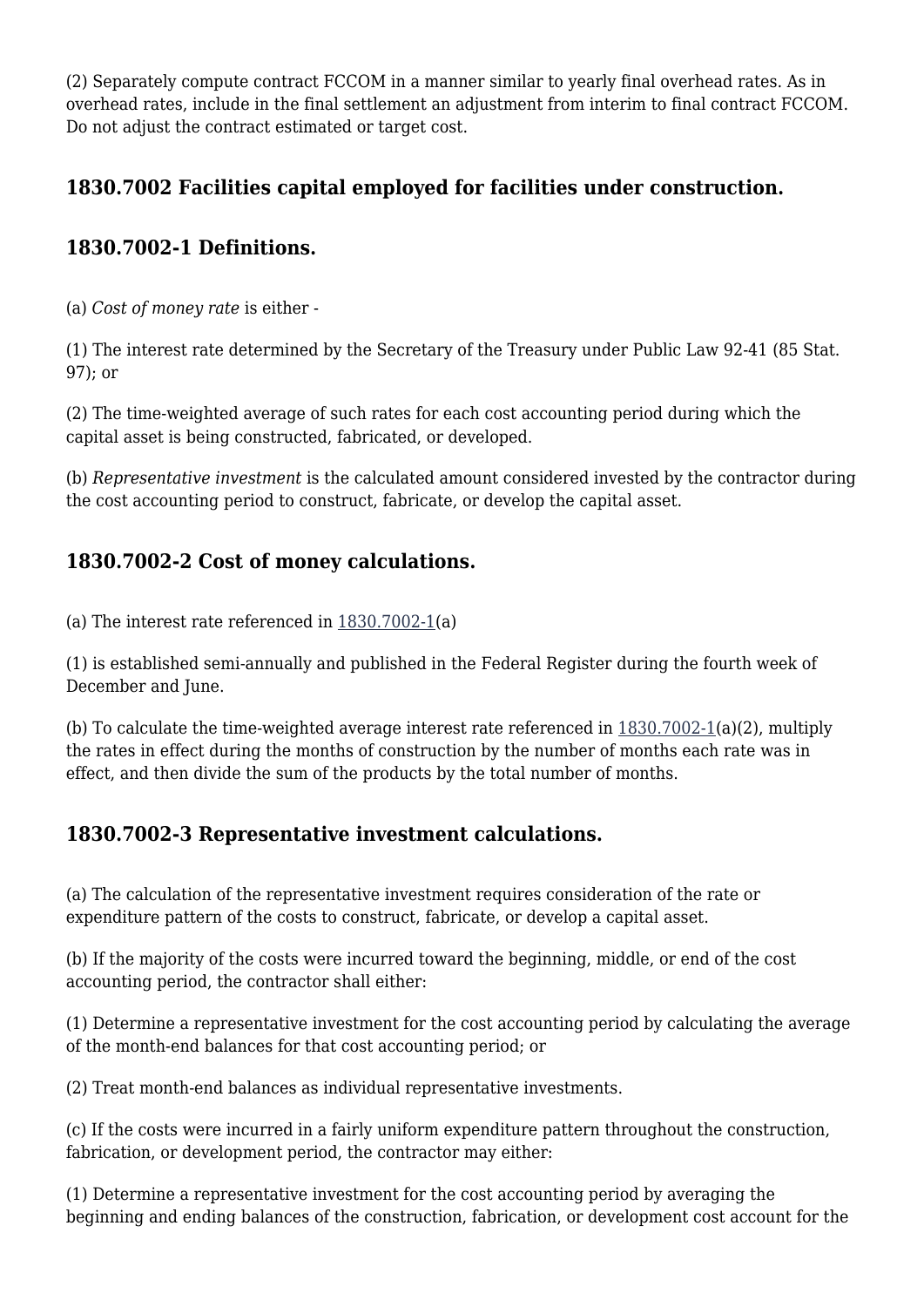(2) Separately compute contract FCCOM in a manner similar to yearly final overhead rates. As in overhead rates, include in the final settlement an adjustment from interim to final contract FCCOM. Do not adjust the contract estimated or target cost.

## 1830.7002 Facilities capital employed for facilities under construction.

## 1830.7002-1 Definitions.

(a) *Cost of money rate* is either -

(1) The interest rate determined by the Secretary of the Treasury under Public Law 92-41 (85 Stat. 97); or

(2) The time-weighted average of such rates for each cost accounting period during which the capital asset is being constructed, fabricated, or developed.

(b) *Representative investment* is the calculated amount considered invested by the contractor during the cost accounting period to construct, fabricate, or develop the capital asset.

## 1830.7002-2 Cost of money calculations.

(a) The interest rate referenced in 1830.7002-1(a)

(1) is established semi-annually and published in the Federal Register during the fourth week of December and June.

(b) To calculate the time-weighted average interest rate referenced in 1830.7002-1(a)(2), multiply the rates in effect during the months of construction by the number of months each rate was in effect, and then divide the sum of the products by the total number of months.

## 1830.7002-3 Representative investment calculations.

(a) The calculation of the representative investment requires consideration of the rate or expenditure pattern of the costs to construct, fabricate, or develop a capital asset.

(b) If the majority of the costs were incurred toward the beginning, middle, or end of the cost accounting period, the contractor shall either:

(1) Determine a representative investment for the cost accounting period by calculating the average of the month-end balances for that cost accounting period; or

(2) Treat month-end balances as individual representative investments.

(c) If the costs were incurred in a fairly uniform expenditure pattern throughout the construction, fabrication, or development period, the contractor may either:

(1) Determine a representative investment for the cost accounting period by averaging the beginning and ending balances of the construction, fabrication, or development cost account for the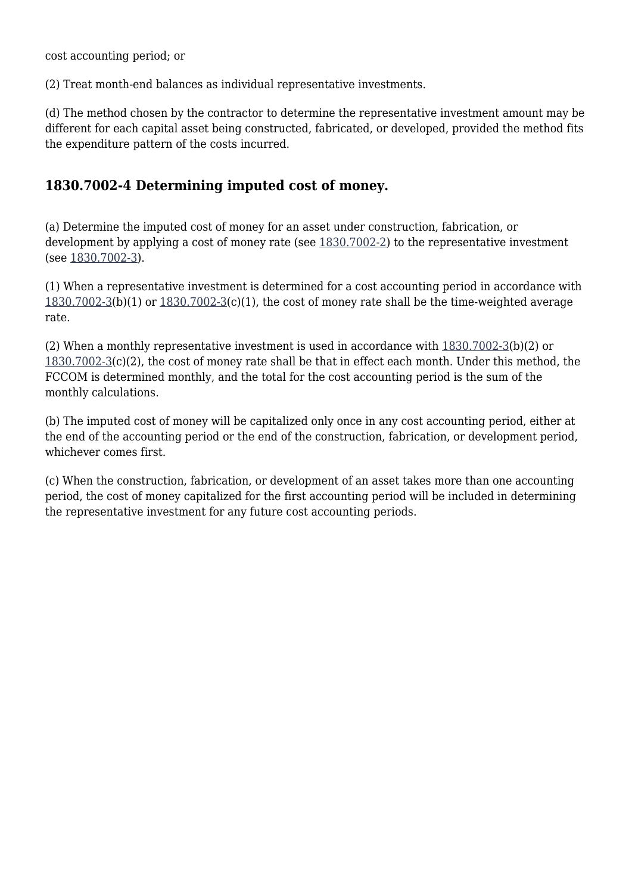cost accounting period; or

(2) Treat month-end balances as individual representative investments.

(d) The method chosen by the contractor to determine the representative investment amount may be different for each capital asset being constructed, fabricated, or developed, provided the method fits the expenditure pattern of the costs incurred.

## 1830.7002-4 Determining imputed cost of money.

(a) Determine the imputed cost of money for an asset under construction, fabrication, or development by applying a cost of money rate (see 1830.7002-2) to the representative investment (see 1830.7002-3).

(1) When a representative investment is determined for a cost accounting period in accordance with 1830.7002-3(b)(1) or 1830.7002-3(c)(1), the cost of money rate shall be the time-weighted average rate.

(2) When a monthly representative investment is used in accordance with 1830.7002-3(b)(2) or 1830.7002-3(c)(2), the cost of money rate shall be that in effect each month. Under this method, the FCCOM is determined monthly, and the total for the cost accounting period is the sum of the monthly calculations.

(b) The imputed cost of money will be capitalized only once in any cost accounting period, either at the end of the accounting period or the end of the construction, fabrication, or development period, whichever comes first.

(c) When the construction, fabrication, or development of an asset takes more than one accounting period, the cost of money capitalized for the first accounting period will be included in determining the representative investment for any future cost accounting periods.